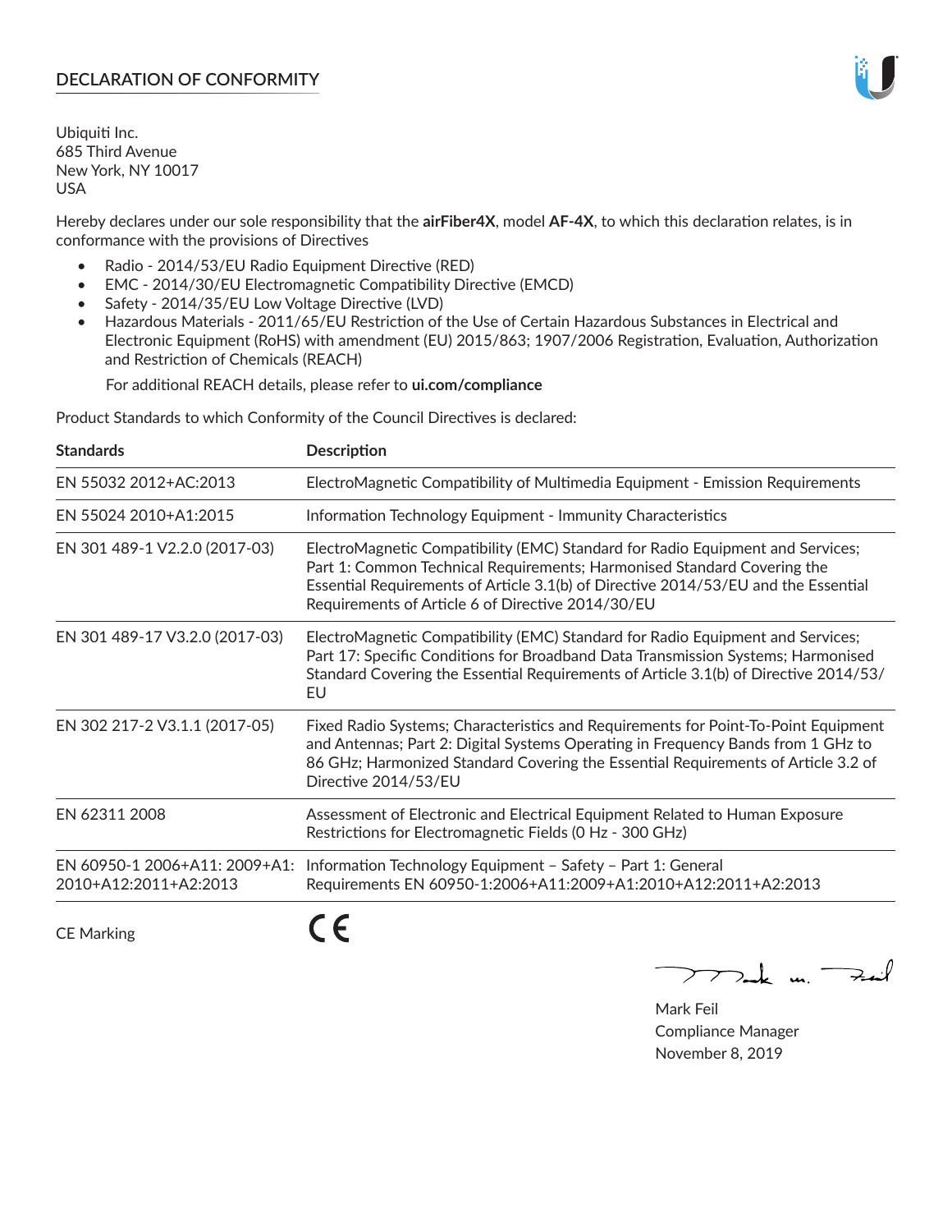# DECLARATION OF CONFORMITY

Ubiquiti Inc.
685 Third Avenue
New York, NY 10017
USA

Hereby declares under our sole responsibility that the **airFiber4X**, model **AF-4X**, to which this declaration relates, is in conformance with the provisions of Directives

- Radio - 2014/53/EU Radio Equipment Directive (RED)
- EMC - 2014/30/EU Electromagnetic Compatibility Directive (EMCD)
- Safety - 2014/35/EU Low Voltage Directive (LVD)
- Hazardous Materials - 2011/65/EU Restriction of the Use of Certain Hazardous Substances in Electrical and Electronic Equipment (RoHS) with amendment (EU) 2015/863; 1907/2006 Registration, Evaluation, Authorization and Restriction of Chemicals (REACH)

  For additional REACH details, please refer to **ui.com/compliance**

Product Standards to which Conformity of the Council Directives is declared:

| Standards | Description |
|---|---|
| EN 55032 2012+AC:2013 | ElectroMagnetic Compatibility of Multimedia Equipment - Emission Requirements |
| EN 55024 2010+A1:2015 | Information Technology Equipment - Immunity Characteristics |
| EN 301 489-1 V2.2.0 (2017-03) | ElectroMagnetic Compatibility (EMC) Standard for Radio Equipment and Services; Part 1: Common Technical Requirements; Harmonised Standard Covering the Essential Requirements of Article 3.1(b) of Directive 2014/53/EU and the Essential Requirements of Article 6 of Directive 2014/30/EU |
| EN 301 489-17 V3.2.0 (2017-03) | ElectroMagnetic Compatibility (EMC) Standard for Radio Equipment and Services; Part 17: Specific Conditions for Broadband Data Transmission Systems; Harmonised Standard Covering the Essential Requirements of Article 3.1(b) of Directive 2014/53/EU |
| EN 302 217-2 V3.1.1 (2017-05) | Fixed Radio Systems; Characteristics and Requirements for Point-To-Point Equipment and Antennas; Part 2: Digital Systems Operating in Frequency Bands from 1 GHz to 86 GHz; Harmonized Standard Covering the Essential Requirements of Article 3.2 of Directive 2014/53/EU |
| EN 62311 2008 | Assessment of Electronic and Electrical Equipment Related to Human Exposure Restrictions for Electromagnetic Fields (0 Hz - 300 GHz) |
| EN 60950-1 2006+A11: 2009+A1: 2010+A12:2011+A2:2013 | Information Technology Equipment – Safety – Part 1: General Requirements EN 60950-1:2006+A11:2009+A1:2010+A12:2011+A2:2013 |
| CE Marking | CE |

Mark Feil
Compliance Manager
November 8, 2019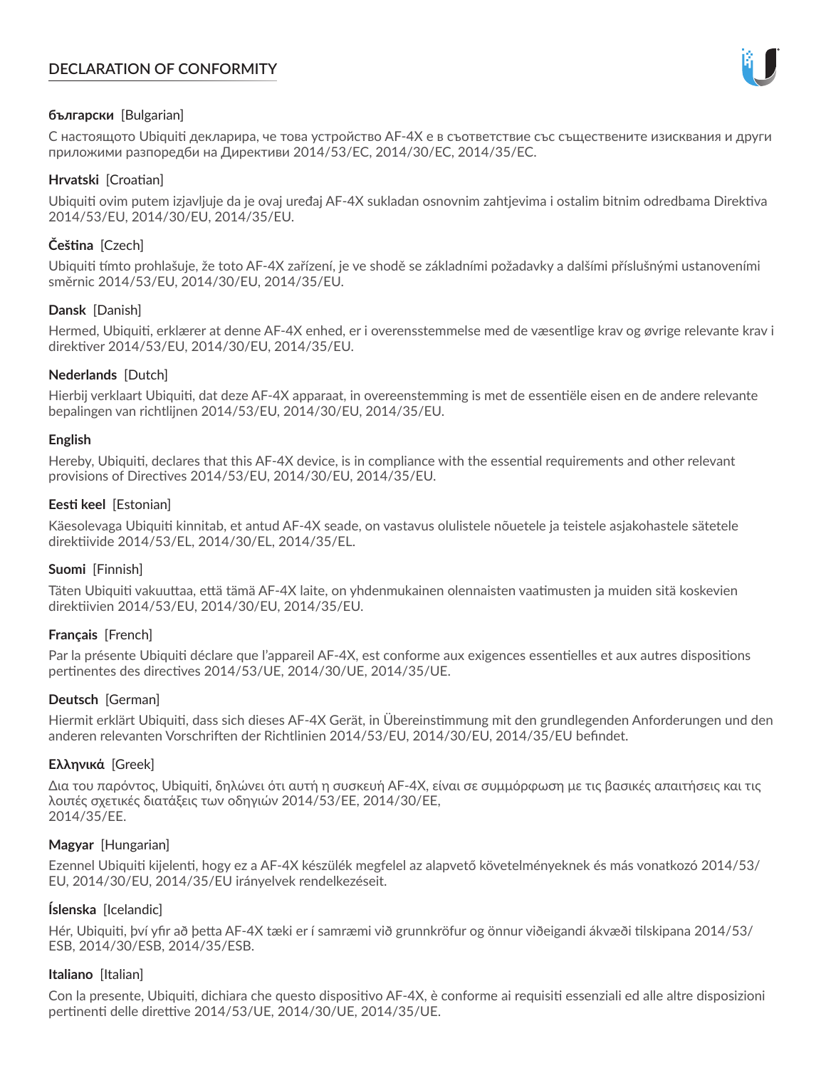# DECLARATION OF CONFORMITY

**български** [Bulgarian]

С настоящото Ubiquiti декларира, че това устройство AF-4X е в съответствие със съществените изисквания и други приложими разпоредби на Директиви 2014/53/EC, 2014/30/ЕС, 2014/35/ЕС.

**Hrvatski** [Croatian]

Ubiquiti ovim putem izjavljuje da je ovaj uređaj AF-4X sukladan osnovnim zahtjevima i ostalim bitnim odredbama Direktiva 2014/53/EU, 2014/30/EU, 2014/35/EU.

**Čeština** [Czech]

Ubiquiti tímto prohlašuje, že toto AF-4X zařízení, je ve shodě se základními požadavky a dalšími příslušnými ustanoveními směrnic 2014/53/EU, 2014/30/EU, 2014/35/EU.

**Dansk** [Danish]

Hermed, Ubiquiti, erklærer at denne AF-4X enhed, er i overensstemmelse med de væsentlige krav og øvrige relevante krav i direktiver 2014/53/EU, 2014/30/EU, 2014/35/EU.

**Nederlands** [Dutch]

Hierbij verklaart Ubiquiti, dat deze AF-4X apparaat, in overeenstemming is met de essentiële eisen en de andere relevante bepalingen van richtlijnen 2014/53/EU, 2014/30/EU, 2014/35/EU.

**English**

Hereby, Ubiquiti, declares that this AF-4X device, is in compliance with the essential requirements and other relevant provisions of Directives 2014/53/EU, 2014/30/EU, 2014/35/EU.

**Eesti keel** [Estonian]

Käesolevaga Ubiquiti kinnitab, et antud AF-4X seade, on vastavus olulistele nõuetele ja teistele asjakohastele sätetele direktiivide 2014/53/EL, 2014/30/EL, 2014/35/EL.

**Suomi** [Finnish]

Täten Ubiquiti vakuuttaa, että tämä AF-4X laite, on yhdenmukainen olennaisten vaatimusten ja muiden sitä koskevien direktiivien 2014/53/EU, 2014/30/EU, 2014/35/EU.

**Français** [French]

Par la présente Ubiquiti déclare que l'appareil AF-4X, est conforme aux exigences essentielles et aux autres dispositions pertinentes des directives 2014/53/UE, 2014/30/UE, 2014/35/UE.

**Deutsch** [German]

Hiermit erklärt Ubiquiti, dass sich dieses AF-4X Gerät, in Übereinstimmung mit den grundlegenden Anforderungen und den anderen relevanten Vorschriften der Richtlinien 2014/53/EU, 2014/30/EU, 2014/35/EU befindet.

**Ελληνικά** [Greek]

Δια του παρόντος, Ubiquiti, δηλώνει ότι αυτή η συσκευή AF-4X, είναι σε συμμόρφωση με τις βασικές απαιτήσεις και τις λοιπές σχετικές διατάξεις των οδηγιών 2014/53/EE, 2014/30/EE, 2014/35/EE.

**Magyar** [Hungarian]

Ezennel Ubiquiti kijelenti, hogy ez a AF-4X készülék megfelel az alapvető követelményeknek és más vonatkozó 2014/53/EU, 2014/30/EU, 2014/35/EU irányelvek rendelkezéseit.

**Íslenska** [Icelandic]

Hér, Ubiquiti, því yfir að þetta AF-4X tæki er í samræmi við grunnkröfur og önnur viðeigandi ákvæði tilskipana 2014/53/ESB, 2014/30/ESB, 2014/35/ESB.

**Italiano** [Italian]

Con la presente, Ubiquiti, dichiara che questo dispositivo AF-4X, è conforme ai requisiti essenziali ed alle altre disposizioni pertinenti delle direttive 2014/53/UE, 2014/30/UE, 2014/35/UE.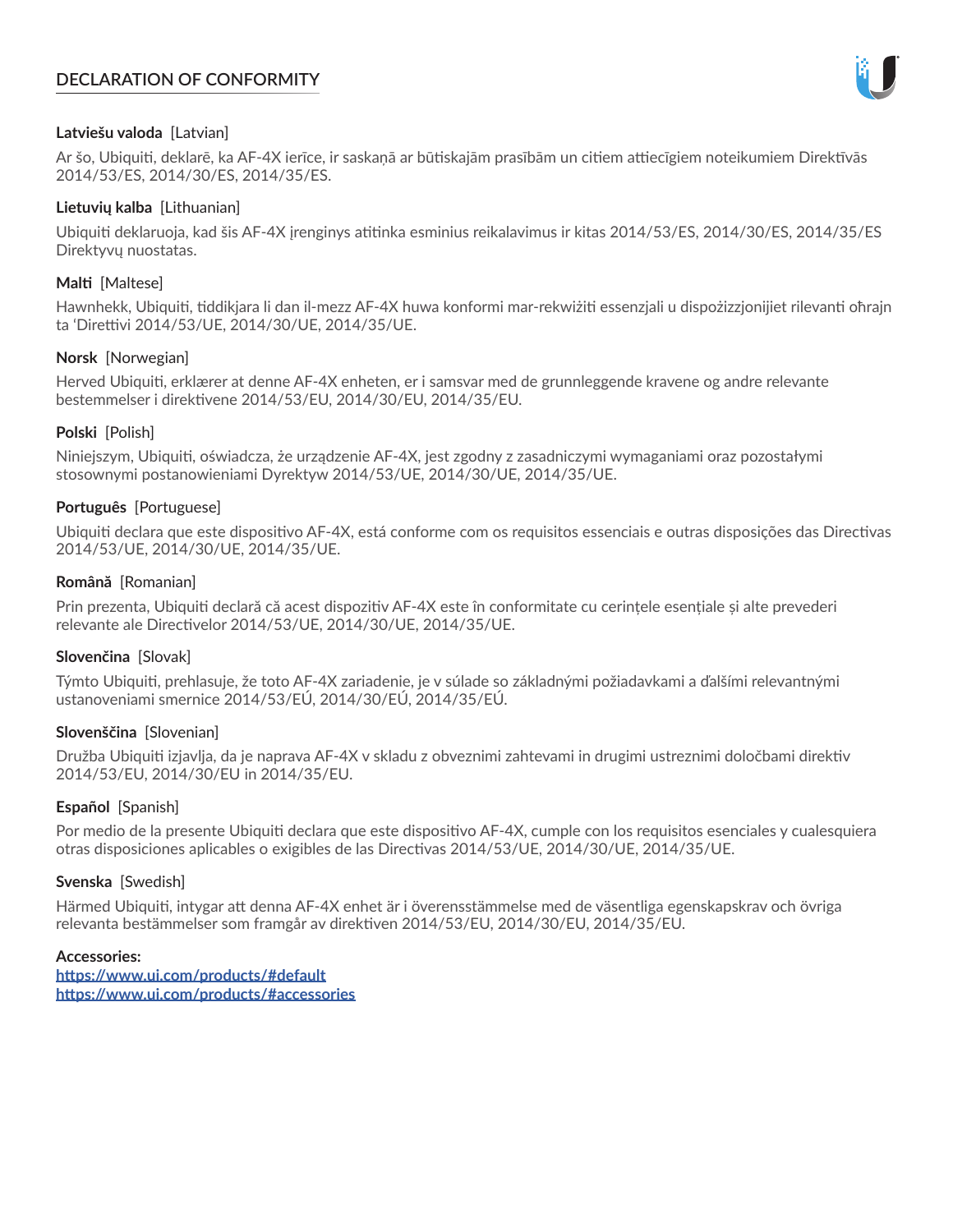## DECLARATION OF CONFORMITY

**Latviešu valoda** [Latvian]

Ar šo, Ubiquiti, deklarē, ka AF-4X ierīce, ir saskaņā ar būtiskajām prasībām un citiem attiecīgiem noteikumiem Direktīvās 2014/53/ES, 2014/30/ES, 2014/35/ES.

**Lietuvių kalba** [Lithuanian]

Ubiquiti deklaruoja, kad šis AF-4X įrenginys atitinka esminius reikalavimus ir kitas 2014/53/ES, 2014/30/ES, 2014/35/ES Direktyvų nuostatas.

**Malti** [Maltese]

Hawnhekk, Ubiquiti, tiddikjara li dan il-mezz AF-4X huwa konformi mar-rekwiżiti essenzjali u dispożizzjonijiet rilevanti oħrajn ta 'Direttivi 2014/53/UE, 2014/30/UE, 2014/35/UE.

**Norsk** [Norwegian]

Herved Ubiquiti, erklærer at denne AF-4X enheten, er i samsvar med de grunnleggende kravene og andre relevante bestemmelser i direktivene 2014/53/EU, 2014/30/EU, 2014/35/EU.

**Polski** [Polish]

Niniejszym, Ubiquiti, oświadcza, że urządzenie AF-4X, jest zgodny z zasadniczymi wymaganiami oraz pozostałymi stosownymi postanowieniami Dyrektyw 2014/53/UE, 2014/30/UE, 2014/35/UE.

**Português** [Portuguese]

Ubiquiti declara que este dispositivo AF-4X, está conforme com os requisitos essenciais e outras disposições das Directivas 2014/53/UE, 2014/30/UE, 2014/35/UE.

**Română** [Romanian]

Prin prezenta, Ubiquiti declară că acest dispozitiv AF-4X este în conformitate cu cerințele esențiale și alte prevederi relevante ale Directivelor 2014/53/UE, 2014/30/UE, 2014/35/UE.

**Slovenčina** [Slovak]

Týmto Ubiquiti, prehlasuje, že toto AF-4X zariadenie, je v súlade so základnými požiadavkami a ďalšími relevantnými ustanoveniami smernice 2014/53/EÚ, 2014/30/EÚ, 2014/35/EÚ.

**Slovenščina** [Slovenian]

Družba Ubiquiti izjavlja, da je naprava AF-4X v skladu z obveznimi zahtevami in drugimi ustreznimi določbami direktiv 2014/53/EU, 2014/30/EU in 2014/35/EU.

**Español** [Spanish]

Por medio de la presente Ubiquiti declara que este dispositivo AF-4X, cumple con los requisitos esenciales y cualesquiera otras disposiciones aplicables o exigibles de las Directivas 2014/53/UE, 2014/30/UE, 2014/35/UE.

**Svenska** [Swedish]

Härmed Ubiquiti, intygar att denna AF-4X enhet är i överensstämmelse med de väsentliga egenskapskrav och övriga relevanta bestämmelser som framgår av direktiven 2014/53/EU, 2014/30/EU, 2014/35/EU.

**Accessories:**
https://www.ui.com/products/#default
https://www.ui.com/products/#accessories